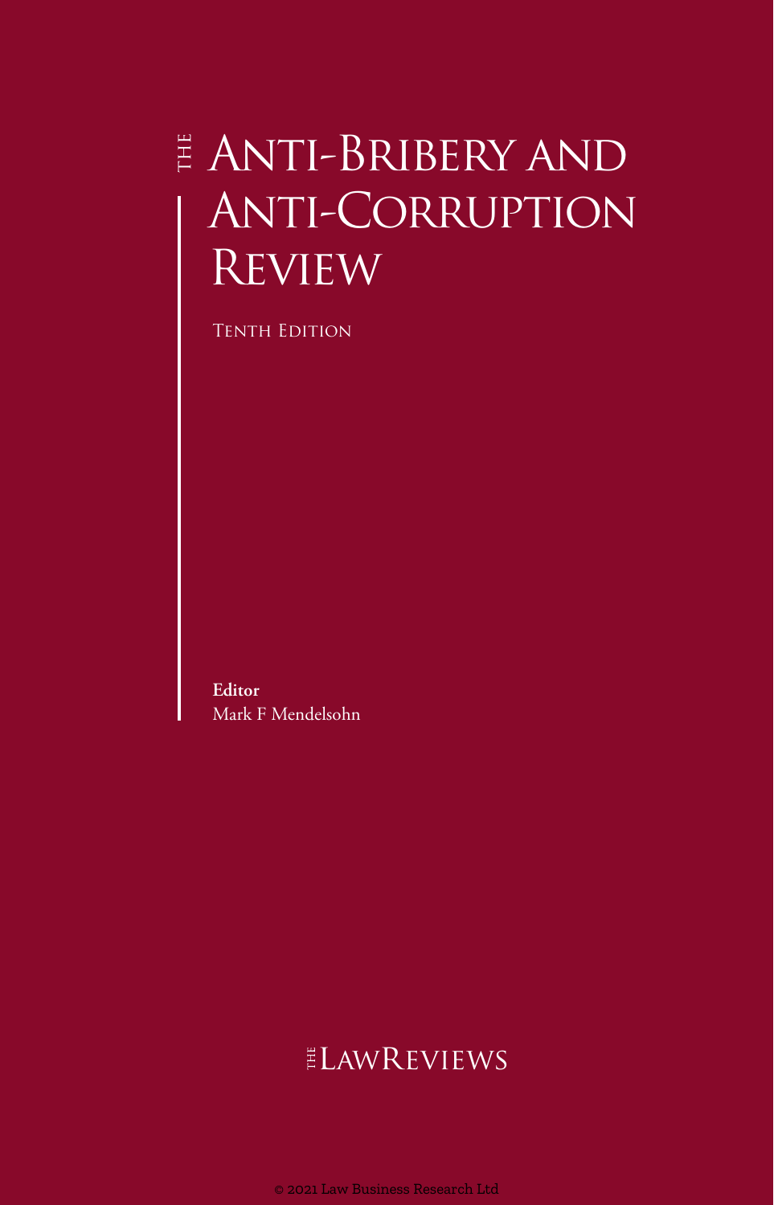# The Anti-Bribery and Anti-Corruption Review

Tenth Edition

**Editor**
Mark F Mendelsohn

The LawReviews

© 2021 Law Business Research Ltd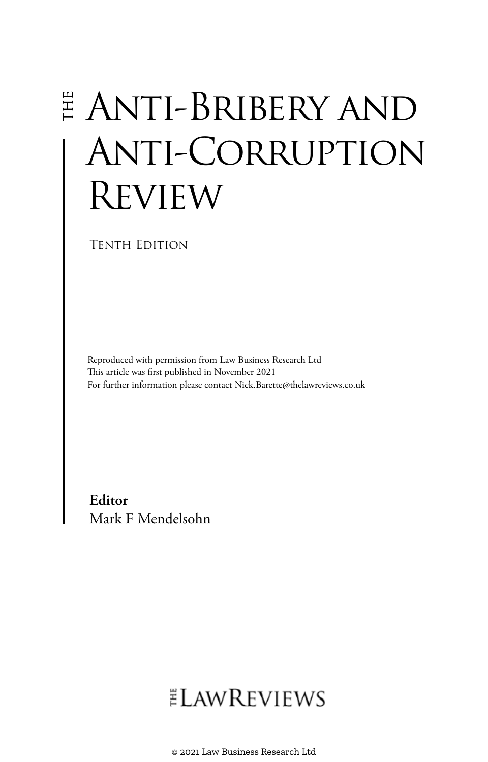# THE Anti-Bribery and Anti-Corruption Review

Tenth Edition

Reproduced with permission from Law Business Research Ltd
This article was first published in November 2021
For further information please contact Nick.Barette@thelawreviews.co.uk

**Editor**
Mark F Mendelsohn

THE LAWREVIEWS

© 2021 Law Business Research Ltd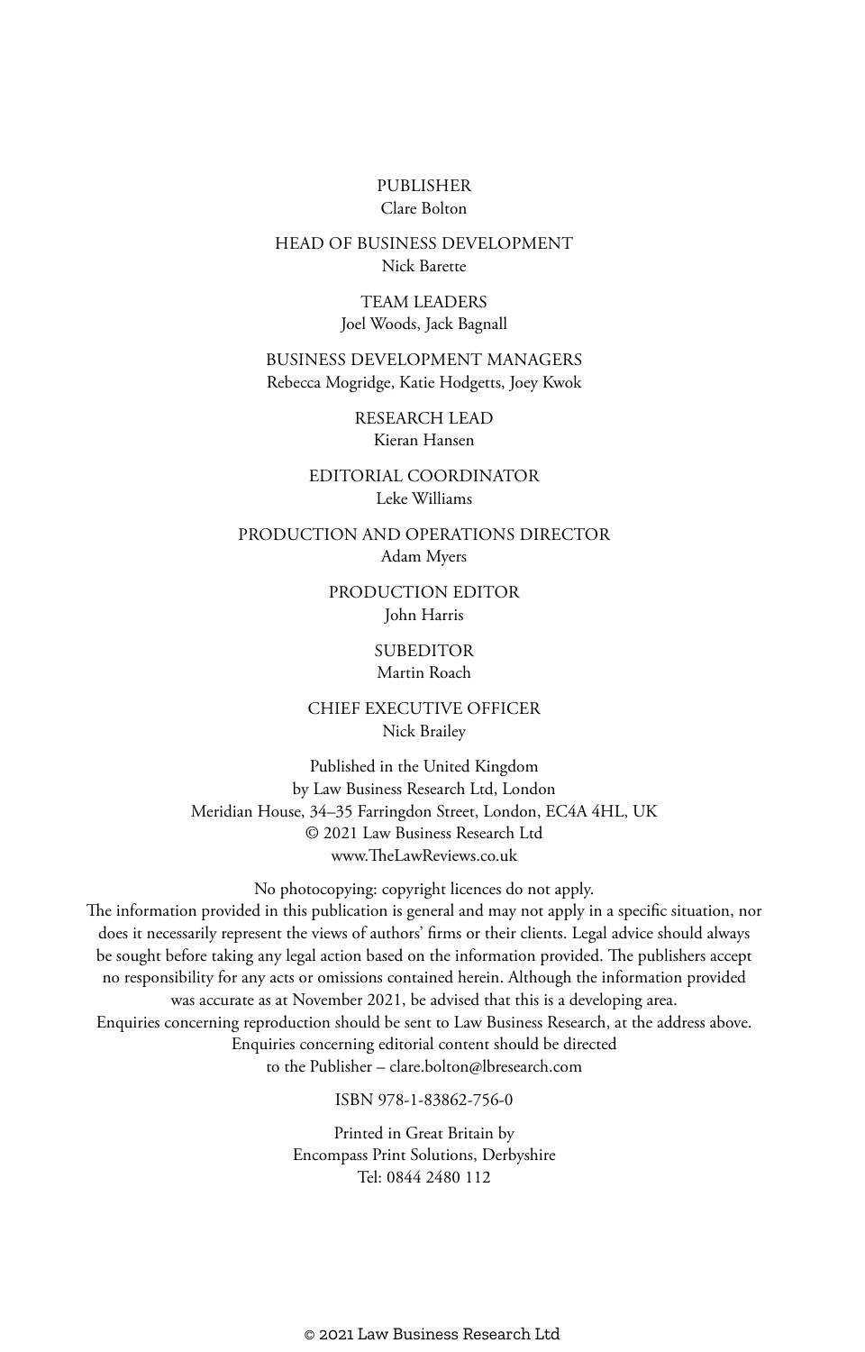PUBLISHER
Clare Bolton

HEAD OF BUSINESS DEVELOPMENT
Nick Barette

TEAM LEADERS
Joel Woods, Jack Bagnall

BUSINESS DEVELOPMENT MANAGERS
Rebecca Mogridge, Katie Hodgetts, Joey Kwok

RESEARCH LEAD
Kieran Hansen

EDITORIAL COORDINATOR
Leke Williams

PRODUCTION AND OPERATIONS DIRECTOR
Adam Myers

PRODUCTION EDITOR
John Harris

SUBEDITOR
Martin Roach

CHIEF EXECUTIVE OFFICER
Nick Brailey

Published in the United Kingdom
by Law Business Research Ltd, London
Meridian House, 34–35 Farringdon Street, London, EC4A 4HL, UK
© 2021 Law Business Research Ltd
www.TheLawReviews.co.uk

No photocopying: copyright licences do not apply.
The information provided in this publication is general and may not apply in a specific situation, nor does it necessarily represent the views of authors' firms or their clients. Legal advice should always be sought before taking any legal action based on the information provided. The publishers accept no responsibility for any acts or omissions contained herein. Although the information provided was accurate as at November 2021, be advised that this is a developing area.
Enquiries concerning reproduction should be sent to Law Business Research, at the address above.
Enquiries concerning editorial content should be directed
to the Publisher – clare.bolton@lbresearch.com

ISBN 978-1-83862-756-0

Printed in Great Britain by
Encompass Print Solutions, Derbyshire
Tel: 0844 2480 112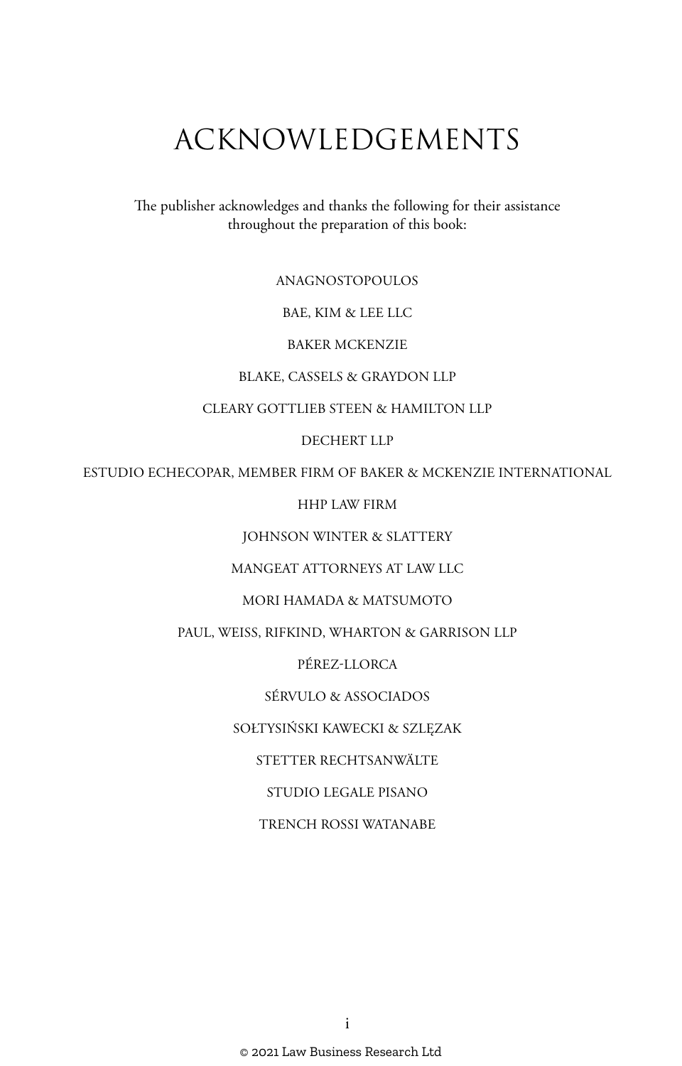# ACKNOWLEDGEMENTS

The publisher acknowledges and thanks the following for their assistance throughout the preparation of this book:

ANAGNOSTOPOULOS

BAE, KIM & LEE LLC

BAKER MCKENZIE

BLAKE, CASSELS & GRAYDON LLP

CLEARY GOTTLIEB STEEN & HAMILTON LLP

DECHERT LLP

ESTUDIO ECHECOPAR, MEMBER FIRM OF BAKER & MCKENZIE INTERNATIONAL

HHP LAW FIRM

JOHNSON WINTER & SLATTERY

MANGEAT ATTORNEYS AT LAW LLC

MORI HAMADA & MATSUMOTO

PAUL, WEISS, RIFKIND, WHARTON & GARRISON LLP

PÉREZ-LLORCA

SÉRVULO & ASSOCIADOS

SOŁTYSIŃSKI KAWECKI & SZLĘZAK

STETTER RECHTSANWÄLTE

STUDIO LEGALE PISANO

TRENCH ROSSI WATANABE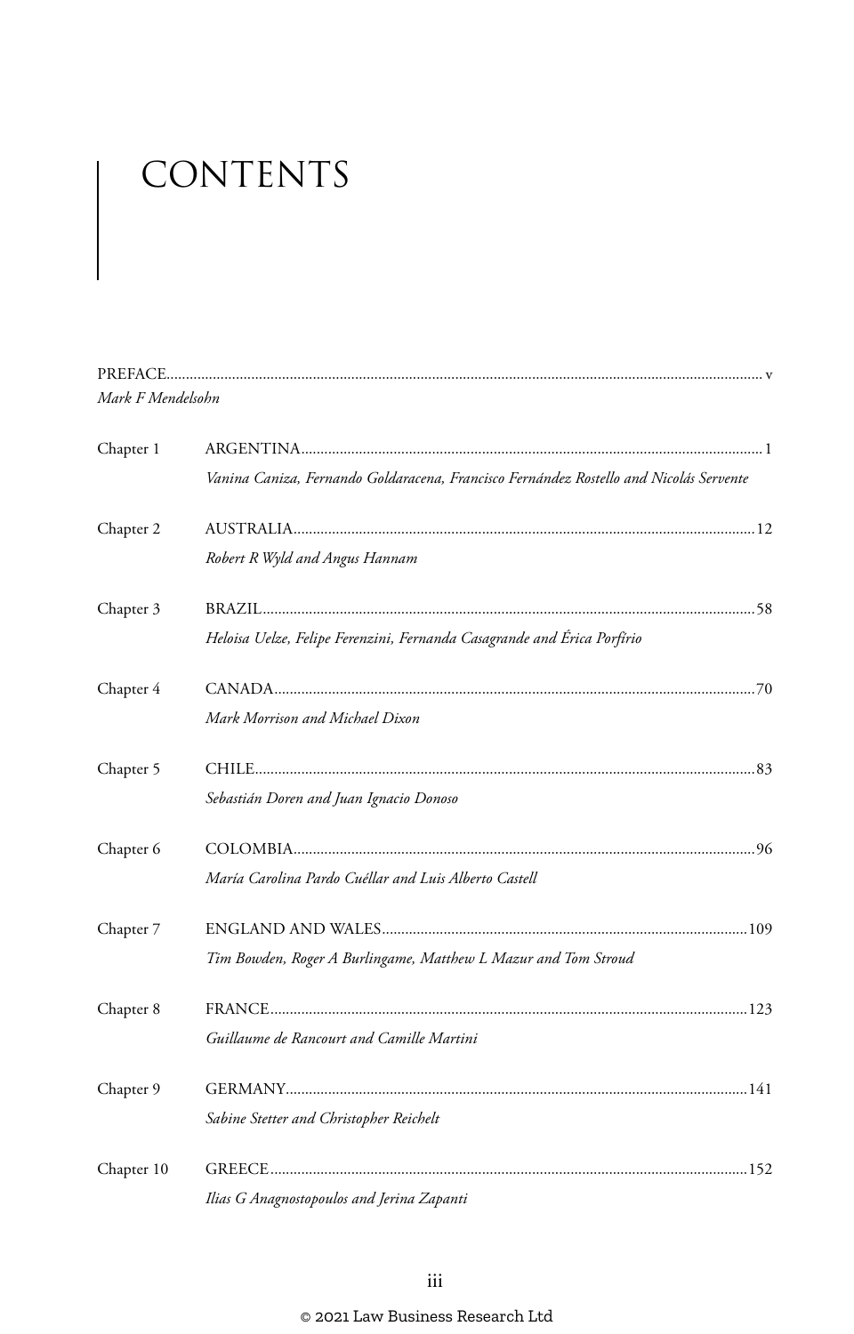# CONTENTS

PREFACE ........ v
*Mark F Mendelsohn*

Chapter 1 ARGENTINA ........ 1
*Vanina Caniza, Fernando Goldaracena, Francisco Fernández Rostello and Nicolás Servente*

Chapter 2 AUSTRALIA ........ 12
*Robert R Wyld and Angus Hannam*

Chapter 3 BRAZIL ........ 58
*Heloisa Uelze, Felipe Ferenzini, Fernanda Casagrande and Érica Porfírio*

Chapter 4 CANADA ........ 70
*Mark Morrison and Michael Dixon*

Chapter 5 CHILE ........ 83
*Sebastián Doren and Juan Ignacio Donoso*

Chapter 6 COLOMBIA ........ 96
*María Carolina Pardo Cuéllar and Luis Alberto Castell*

Chapter 7 ENGLAND AND WALES ........ 109
*Tim Bowden, Roger A Burlingame, Matthew L Mazur and Tom Stroud*

Chapter 8 FRANCE ........ 123
*Guillaume de Rancourt and Camille Martini*

Chapter 9 GERMANY ........ 141
*Sabine Stetter and Christopher Reichelt*

Chapter 10 GREECE ........ 152
*Ilias G Anagnostopoulos and Jerina Zapanti*

© 2021 Law Business Research Ltd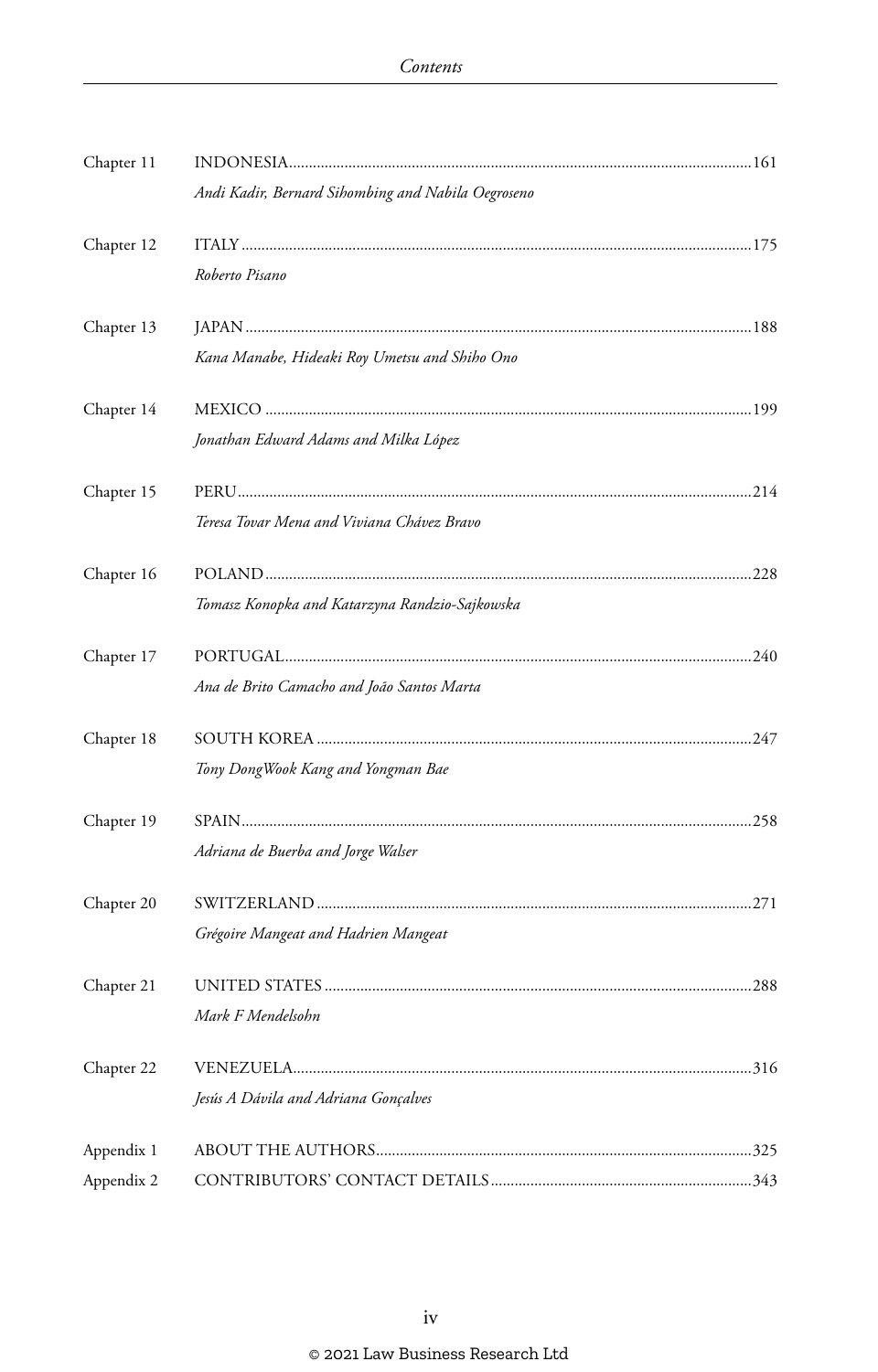| | | |
|---|---|---|
| Chapter 11 | INDONESIA<br>*Andi Kadir, Bernard Sihombing and Nabila Oegroseno* | 161 |
| Chapter 12 | ITALY<br>*Roberto Pisano* | 175 |
| Chapter 13 | JAPAN<br>*Kana Manabe, Hideaki Roy Umetsu and Shiho Ono* | 188 |
| Chapter 14 | MEXICO<br>*Jonathan Edward Adams and Milka López* | 199 |
| Chapter 15 | PERU<br>*Teresa Tovar Mena and Viviana Chávez Bravo* | 214 |
| Chapter 16 | POLAND<br>*Tomasz Konopka and Katarzyna Randzio-Sajkowska* | 228 |
| Chapter 17 | PORTUGAL<br>*Ana de Brito Camacho and João Santos Marta* | 240 |
| Chapter 18 | SOUTH KOREA<br>*Tony DongWook Kang and Yongman Bae* | 247 |
| Chapter 19 | SPAIN<br>*Adriana de Buerba and Jorge Walser* | 258 |
| Chapter 20 | SWITZERLAND<br>*Grégoire Mangeat and Hadrien Mangeat* | 271 |
| Chapter 21 | UNITED STATES<br>*Mark F Mendelsohn* | 288 |
| Chapter 22 | VENEZUELA<br>*Jesús A Dávila and Adriana Gonçalves* | 316 |
| Appendix 1 | ABOUT THE AUTHORS | 325 |
| Appendix 2 | CONTRIBUTORS' CONTACT DETAILS | 343 |

© 2021 Law Business Research Ltd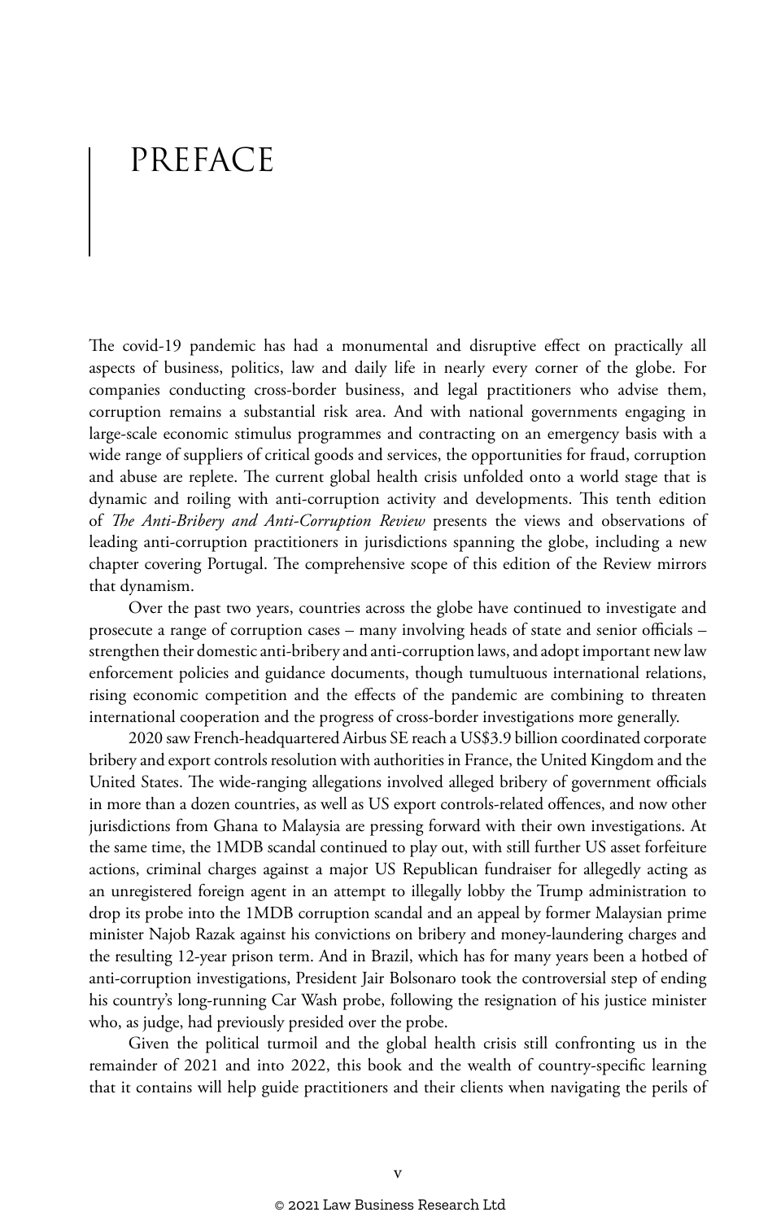# PREFACE

The covid-19 pandemic has had a monumental and disruptive effect on practically all aspects of business, politics, law and daily life in nearly every corner of the globe. For companies conducting cross-border business, and legal practitioners who advise them, corruption remains a substantial risk area. And with national governments engaging in large-scale economic stimulus programmes and contracting on an emergency basis with a wide range of suppliers of critical goods and services, the opportunities for fraud, corruption and abuse are replete. The current global health crisis unfolded onto a world stage that is dynamic and roiling with anti-corruption activity and developments. This tenth edition of *The Anti-Bribery and Anti-Corruption Review* presents the views and observations of leading anti-corruption practitioners in jurisdictions spanning the globe, including a new chapter covering Portugal. The comprehensive scope of this edition of the Review mirrors that dynamism.

Over the past two years, countries across the globe have continued to investigate and prosecute a range of corruption cases – many involving heads of state and senior officials – strengthen their domestic anti-bribery and anti-corruption laws, and adopt important new law enforcement policies and guidance documents, though tumultuous international relations, rising economic competition and the effects of the pandemic are combining to threaten international cooperation and the progress of cross-border investigations more generally.

2020 saw French-headquartered Airbus SE reach a US$3.9 billion coordinated corporate bribery and export controls resolution with authorities in France, the United Kingdom and the United States. The wide-ranging allegations involved alleged bribery of government officials in more than a dozen countries, as well as US export controls-related offences, and now other jurisdictions from Ghana to Malaysia are pressing forward with their own investigations. At the same time, the 1MDB scandal continued to play out, with still further US asset forfeiture actions, criminal charges against a major US Republican fundraiser for allegedly acting as an unregistered foreign agent in an attempt to illegally lobby the Trump administration to drop its probe into the 1MDB corruption scandal and an appeal by former Malaysian prime minister Najob Razak against his convictions on bribery and money-laundering charges and the resulting 12-year prison term. And in Brazil, which has for many years been a hotbed of anti-corruption investigations, President Jair Bolsonaro took the controversial step of ending his country's long-running Car Wash probe, following the resignation of his justice minister who, as judge, had previously presided over the probe.

Given the political turmoil and the global health crisis still confronting us in the remainder of 2021 and into 2022, this book and the wealth of country-specific learning that it contains will help guide practitioners and their clients when navigating the perils of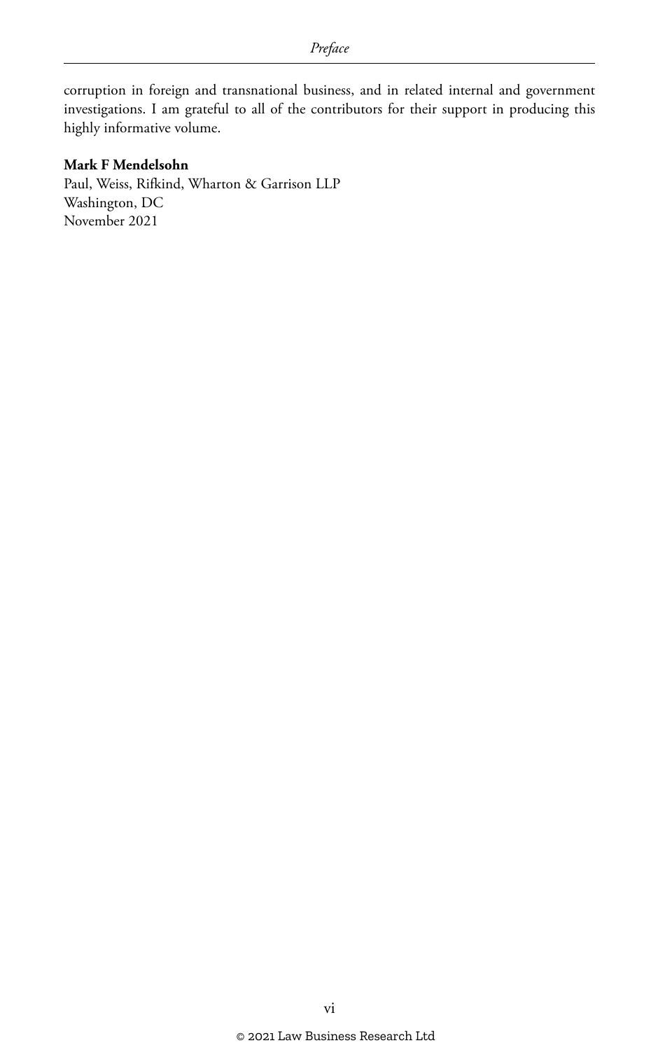corruption in foreign and transnational business, and in related internal and government investigations. I am grateful to all of the contributors for their support in producing this highly informative volume.

**Mark F Mendelsohn**
Paul, Weiss, Rifkind, Wharton & Garrison LLP
Washington, DC
November 2021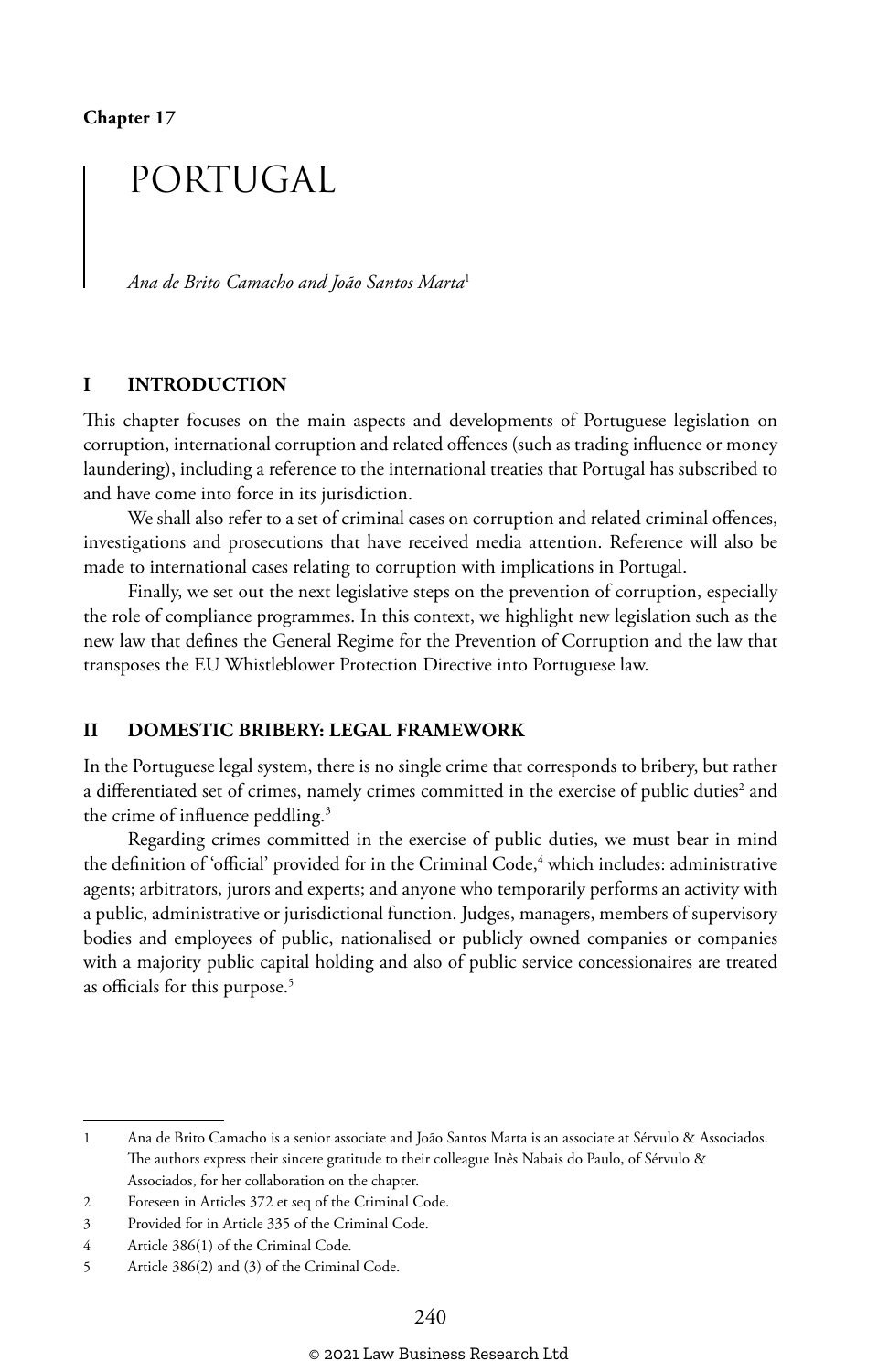**Chapter 17**

# PORTUGAL

*Ana de Brito Camacho and João Santos Marta*[1]

## I INTRODUCTION

This chapter focuses on the main aspects and developments of Portuguese legislation on corruption, international corruption and related offences (such as trading influence or money laundering), including a reference to the international treaties that Portugal has subscribed to and have come into force in its jurisdiction.

We shall also refer to a set of criminal cases on corruption and related criminal offences, investigations and prosecutions that have received media attention. Reference will also be made to international cases relating to corruption with implications in Portugal.

Finally, we set out the next legislative steps on the prevention of corruption, especially the role of compliance programmes. In this context, we highlight new legislation such as the new law that defines the General Regime for the Prevention of Corruption and the law that transposes the EU Whistleblower Protection Directive into Portuguese law.

## II DOMESTIC BRIBERY: LEGAL FRAMEWORK

In the Portuguese legal system, there is no single crime that corresponds to bribery, but rather a differentiated set of crimes, namely crimes committed in the exercise of public duties[2] and the crime of influence peddling.[3]

Regarding crimes committed in the exercise of public duties, we must bear in mind the definition of 'official' provided for in the Criminal Code,[4] which includes: administrative agents; arbitrators, jurors and experts; and anyone who temporarily performs an activity with a public, administrative or jurisdictional function. Judges, managers, members of supervisory bodies and employees of public, nationalised or publicly owned companies or companies with a majority public capital holding and also of public service concessionaires are treated as officials for this purpose.[5]

---

1 Ana de Brito Camacho is a senior associate and João Santos Marta is an associate at Sérvulo & Associados. The authors express their sincere gratitude to their colleague Inês Nabais do Paulo, of Sérvulo & Associados, for her collaboration on the chapter.

2 Foreseen in Articles 372 et seq of the Criminal Code.

3 Provided for in Article 335 of the Criminal Code.

4 Article 386(1) of the Criminal Code.

5 Article 386(2) and (3) of the Criminal Code.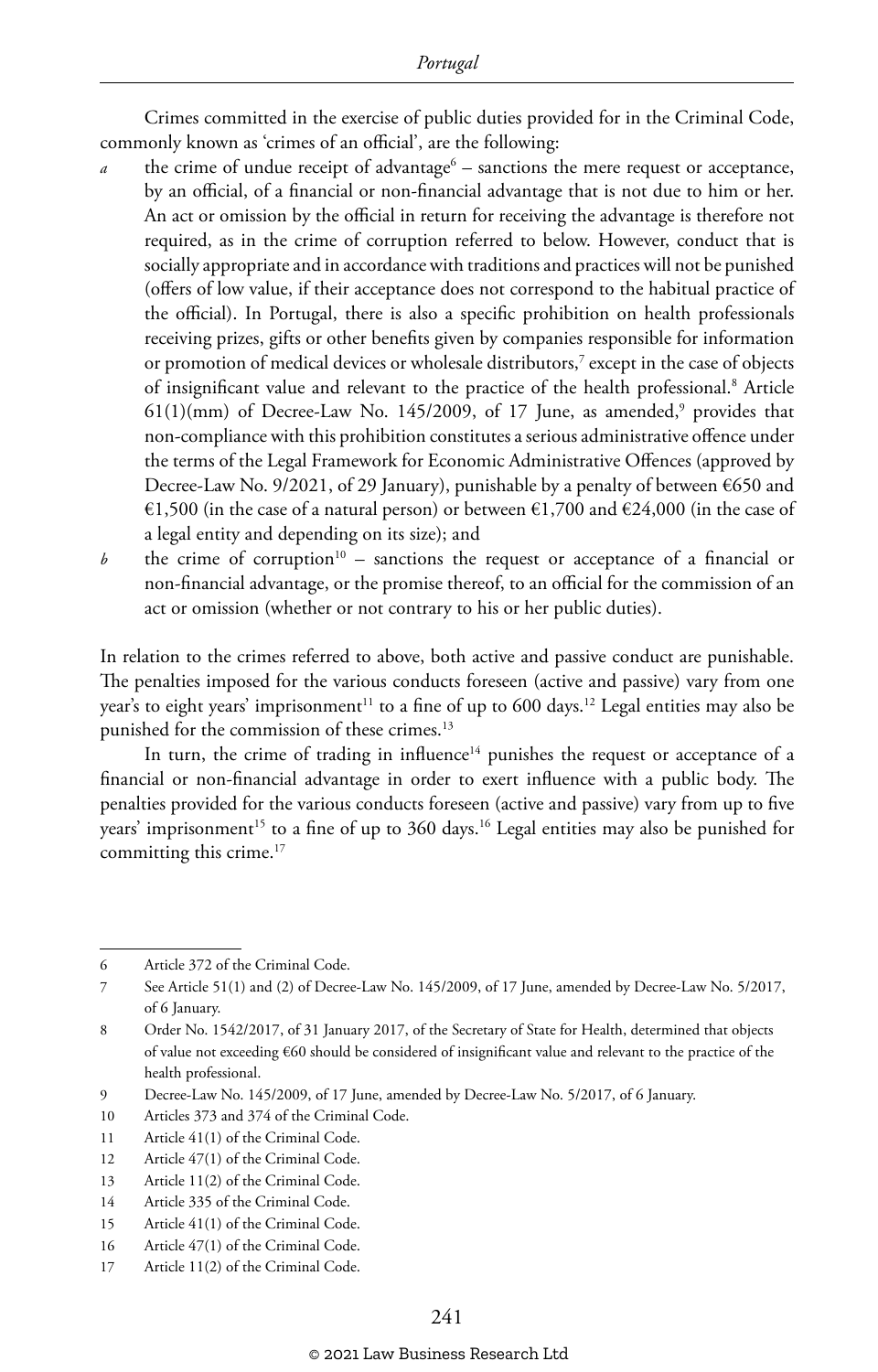Crimes committed in the exercise of public duties provided for in the Criminal Code, commonly known as 'crimes of an official', are the following:

*a* the crime of undue receipt of advantage[6] – sanctions the mere request or acceptance, by an official, of a financial or non-financial advantage that is not due to him or her. An act or omission by the official in return for receiving the advantage is therefore not required, as in the crime of corruption referred to below. However, conduct that is socially appropriate and in accordance with traditions and practices will not be punished (offers of low value, if their acceptance does not correspond to the habitual practice of the official). In Portugal, there is also a specific prohibition on health professionals receiving prizes, gifts or other benefits given by companies responsible for information or promotion of medical devices or wholesale distributors,[7] except in the case of objects of insignificant value and relevant to the practice of the health professional.[8] Article 61(1)(mm) of Decree-Law No. 145/2009, of 17 June, as amended,[9] provides that non-compliance with this prohibition constitutes a serious administrative offence under the terms of the Legal Framework for Economic Administrative Offences (approved by Decree-Law No. 9/2021, of 29 January), punishable by a penalty of between €650 and €1,500 (in the case of a natural person) or between €1,700 and €24,000 (in the case of a legal entity and depending on its size); and

*b* the crime of corruption[10] – sanctions the request or acceptance of a financial or non-financial advantage, or the promise thereof, to an official for the commission of an act or omission (whether or not contrary to his or her public duties).

In relation to the crimes referred to above, both active and passive conduct are punishable. The penalties imposed for the various conducts foreseen (active and passive) vary from one year's to eight years' imprisonment[11] to a fine of up to 600 days.[12] Legal entities may also be punished for the commission of these crimes.[13]

In turn, the crime of trading in influence[14] punishes the request or acceptance of a financial or non-financial advantage in order to exert influence with a public body. The penalties provided for the various conducts foreseen (active and passive) vary from up to five years' imprisonment[15] to a fine of up to 360 days.[16] Legal entities may also be punished for committing this crime.[17]

---

6 Article 372 of the Criminal Code.

7 See Article 51(1) and (2) of Decree-Law No. 145/2009, of 17 June, amended by Decree-Law No. 5/2017, of 6 January.

8 Order No. 1542/2017, of 31 January 2017, of the Secretary of State for Health, determined that objects of value not exceeding €60 should be considered of insignificant value and relevant to the practice of the health professional.

9 Decree-Law No. 145/2009, of 17 June, amended by Decree-Law No. 5/2017, of 6 January.

10 Articles 373 and 374 of the Criminal Code.

11 Article 41(1) of the Criminal Code.

12 Article 47(1) of the Criminal Code.

13 Article 11(2) of the Criminal Code.

14 Article 335 of the Criminal Code.

15 Article 41(1) of the Criminal Code.

16 Article 47(1) of the Criminal Code.

17 Article 11(2) of the Criminal Code.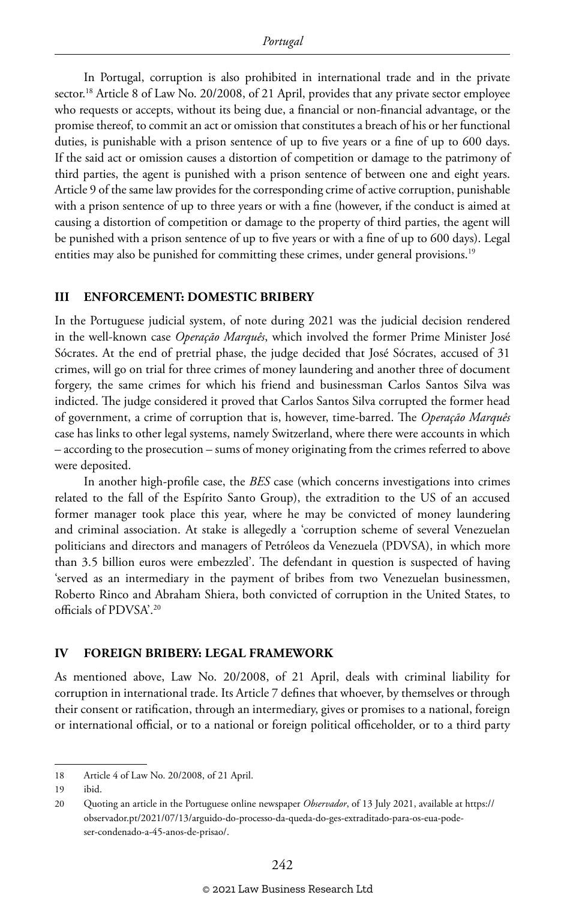In Portugal, corruption is also prohibited in international trade and in the private sector.[18] Article 8 of Law No. 20/2008, of 21 April, provides that any private sector employee who requests or accepts, without its being due, a financial or non-financial advantage, or the promise thereof, to commit an act or omission that constitutes a breach of his or her functional duties, is punishable with a prison sentence of up to five years or a fine of up to 600 days. If the said act or omission causes a distortion of competition or damage to the patrimony of third parties, the agent is punished with a prison sentence of between one and eight years. Article 9 of the same law provides for the corresponding crime of active corruption, punishable with a prison sentence of up to three years or with a fine (however, if the conduct is aimed at causing a distortion of competition or damage to the property of third parties, the agent will be punished with a prison sentence of up to five years or with a fine of up to 600 days). Legal entities may also be punished for committing these crimes, under general provisions.[19]

## III ENFORCEMENT: DOMESTIC BRIBERY

In the Portuguese judicial system, of note during 2021 was the judicial decision rendered in the well-known case *Operação Marquês*, which involved the former Prime Minister José Sócrates. At the end of pretrial phase, the judge decided that José Sócrates, accused of 31 crimes, will go on trial for three crimes of money laundering and another three of document forgery, the same crimes for which his friend and businessman Carlos Santos Silva was indicted. The judge considered it proved that Carlos Santos Silva corrupted the former head of government, a crime of corruption that is, however, time-barred. The *Operação Marquês* case has links to other legal systems, namely Switzerland, where there were accounts in which – according to the prosecution – sums of money originating from the crimes referred to above were deposited.

In another high-profile case, the *BES* case (which concerns investigations into crimes related to the fall of the Espírito Santo Group), the extradition to the US of an accused former manager took place this year, where he may be convicted of money laundering and criminal association. At stake is allegedly a 'corruption scheme of several Venezuelan politicians and directors and managers of Petróleos da Venezuela (PDVSA), in which more than 3.5 billion euros were embezzled'. The defendant in question is suspected of having 'served as an intermediary in the payment of bribes from two Venezuelan businessmen, Roberto Rinco and Abraham Shiera, both convicted of corruption in the United States, to officials of PDVSA'.[20]

## IV FOREIGN BRIBERY: LEGAL FRAMEWORK

As mentioned above, Law No. 20/2008, of 21 April, deals with criminal liability for corruption in international trade. Its Article 7 defines that whoever, by themselves or through their consent or ratification, through an intermediary, gives or promises to a national, foreign or international official, or to a national or foreign political officeholder, or to a third party

---

18 Article 4 of Law No. 20/2008, of 21 April.

19 ibid.

20 Quoting an article in the Portuguese online newspaper *Observador*, of 13 July 2021, available at https://observador.pt/2021/07/13/arguido-do-processo-da-queda-do-ges-extraditado-para-os-eua-pode-ser-condenado-a-45-anos-de-prisao/.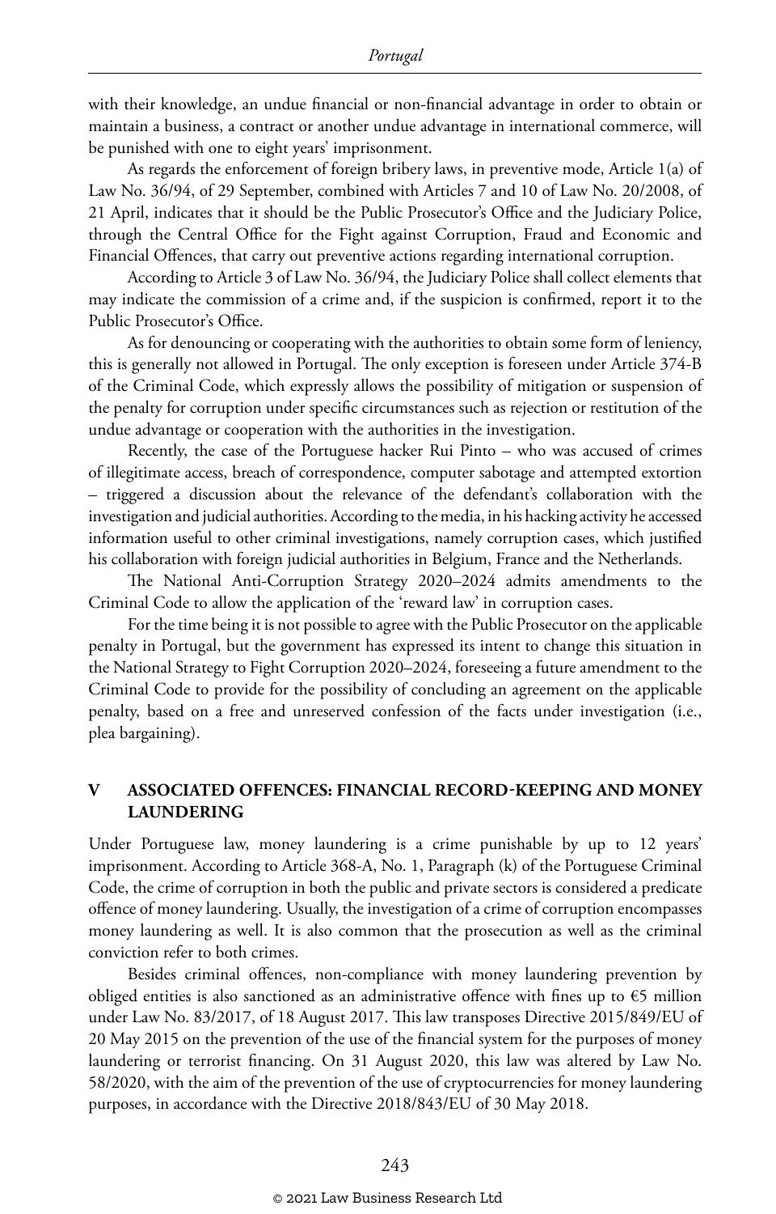with their knowledge, an undue financial or non-financial advantage in order to obtain or maintain a business, a contract or another undue advantage in international commerce, will be punished with one to eight years' imprisonment.

As regards the enforcement of foreign bribery laws, in preventive mode, Article 1(a) of Law No. 36/94, of 29 September, combined with Articles 7 and 10 of Law No. 20/2008, of 21 April, indicates that it should be the Public Prosecutor's Office and the Judiciary Police, through the Central Office for the Fight against Corruption, Fraud and Economic and Financial Offences, that carry out preventive actions regarding international corruption.

According to Article 3 of Law No. 36/94, the Judiciary Police shall collect elements that may indicate the commission of a crime and, if the suspicion is confirmed, report it to the Public Prosecutor's Office.

As for denouncing or cooperating with the authorities to obtain some form of leniency, this is generally not allowed in Portugal. The only exception is foreseen under Article 374-B of the Criminal Code, which expressly allows the possibility of mitigation or suspension of the penalty for corruption under specific circumstances such as rejection or restitution of the undue advantage or cooperation with the authorities in the investigation.

Recently, the case of the Portuguese hacker Rui Pinto – who was accused of crimes of illegitimate access, breach of correspondence, computer sabotage and attempted extortion – triggered a discussion about the relevance of the defendant's collaboration with the investigation and judicial authorities. According to the media, in his hacking activity he accessed information useful to other criminal investigations, namely corruption cases, which justified his collaboration with foreign judicial authorities in Belgium, France and the Netherlands.

The National Anti-Corruption Strategy 2020–2024 admits amendments to the Criminal Code to allow the application of the 'reward law' in corruption cases.

For the time being it is not possible to agree with the Public Prosecutor on the applicable penalty in Portugal, but the government has expressed its intent to change this situation in the National Strategy to Fight Corruption 2020–2024, foreseeing a future amendment to the Criminal Code to provide for the possibility of concluding an agreement on the applicable penalty, based on a free and unreserved confession of the facts under investigation (i.e., plea bargaining).

## V ASSOCIATED OFFENCES: FINANCIAL RECORD-KEEPING AND MONEY LAUNDERING

Under Portuguese law, money laundering is a crime punishable by up to 12 years' imprisonment. According to Article 368-A, No. 1, Paragraph (k) of the Portuguese Criminal Code, the crime of corruption in both the public and private sectors is considered a predicate offence of money laundering. Usually, the investigation of a crime of corruption encompasses money laundering as well. It is also common that the prosecution as well as the criminal conviction refer to both crimes.

Besides criminal offences, non-compliance with money laundering prevention by obliged entities is also sanctioned as an administrative offence with fines up to €5 million under Law No. 83/2017, of 18 August 2017. This law transposes Directive 2015/849/EU of 20 May 2015 on the prevention of the use of the financial system for the purposes of money laundering or terrorist financing. On 31 August 2020, this law was altered by Law No. 58/2020, with the aim of the prevention of the use of cryptocurrencies for money laundering purposes, in accordance with the Directive 2018/843/EU of 30 May 2018.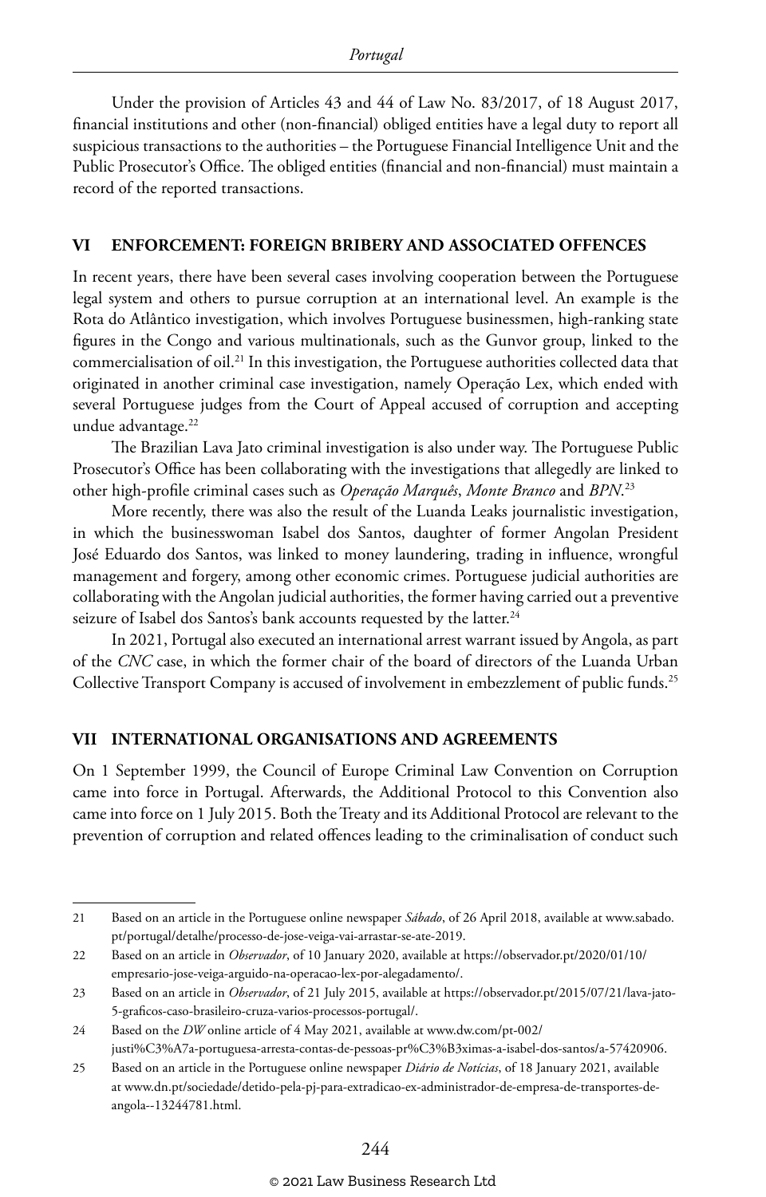Under the provision of Articles 43 and 44 of Law No. 83/2017, of 18 August 2017, financial institutions and other (non-financial) obliged entities have a legal duty to report all suspicious transactions to the authorities – the Portuguese Financial Intelligence Unit and the Public Prosecutor's Office. The obliged entities (financial and non-financial) must maintain a record of the reported transactions.

## VI ENFORCEMENT: FOREIGN BRIBERY AND ASSOCIATED OFFENCES

In recent years, there have been several cases involving cooperation between the Portuguese legal system and others to pursue corruption at an international level. An example is the Rota do Atlântico investigation, which involves Portuguese businessmen, high-ranking state figures in the Congo and various multinationals, such as the Gunvor group, linked to the commercialisation of oil.[21] In this investigation, the Portuguese authorities collected data that originated in another criminal case investigation, namely Operação Lex, which ended with several Portuguese judges from the Court of Appeal accused of corruption and accepting undue advantage.[22]

The Brazilian Lava Jato criminal investigation is also under way. The Portuguese Public Prosecutor's Office has been collaborating with the investigations that allegedly are linked to other high-profile criminal cases such as *Operação Marquês*, *Monte Branco* and *BPN*.[23]

More recently, there was also the result of the Luanda Leaks journalistic investigation, in which the businesswoman Isabel dos Santos, daughter of former Angolan President José Eduardo dos Santos, was linked to money laundering, trading in influence, wrongful management and forgery, among other economic crimes. Portuguese judicial authorities are collaborating with the Angolan judicial authorities, the former having carried out a preventive seizure of Isabel dos Santos's bank accounts requested by the latter.[24]

In 2021, Portugal also executed an international arrest warrant issued by Angola, as part of the *CNC* case, in which the former chair of the board of directors of the Luanda Urban Collective Transport Company is accused of involvement in embezzlement of public funds.[25]

## VII INTERNATIONAL ORGANISATIONS AND AGREEMENTS

On 1 September 1999, the Council of Europe Criminal Law Convention on Corruption came into force in Portugal. Afterwards, the Additional Protocol to this Convention also came into force on 1 July 2015. Both the Treaty and its Additional Protocol are relevant to the prevention of corruption and related offences leading to the criminalisation of conduct such

---

21 Based on an article in the Portuguese online newspaper *Sábado*, of 26 April 2018, available at www.sabado.pt/portugal/detalhe/processo-de-jose-veiga-vai-arrastar-se-ate-2019.

22 Based on an article in *Observador*, of 10 January 2020, available at https://observador.pt/2020/01/10/empresario-jose-veiga-arguido-na-operacao-lex-por-alegadamento/.

23 Based on an article in *Observador*, of 21 July 2015, available at https://observador.pt/2015/07/21/lava-jato-5-graficos-caso-brasileiro-cruza-varios-processos-portugal/.

24 Based on the *DW* online article of 4 May 2021, available at www.dw.com/pt-002/justi%C3%A7a-portuguesa-arresta-contas-de-pessoas-pr%C3%B3ximas-a-isabel-dos-santos/a-57420906.

25 Based on an article in the Portuguese online newspaper *Diário de Notícias*, of 18 January 2021, available at www.dn.pt/sociedade/detido-pela-pj-para-extradicao-ex-administrador-de-empresa-de-transportes-de-angola--13244781.html.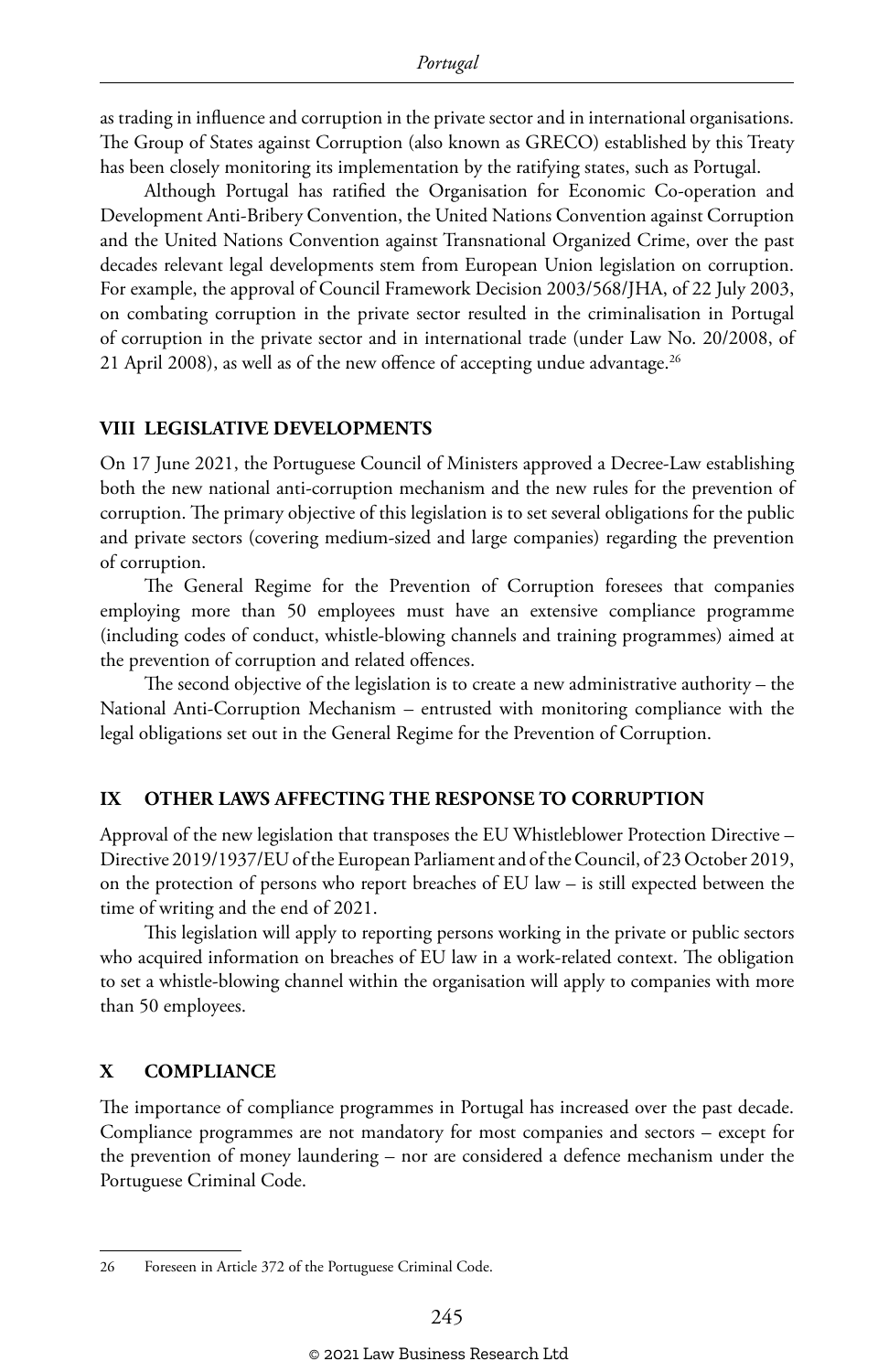as trading in influence and corruption in the private sector and in international organisations. The Group of States against Corruption (also known as GRECO) established by this Treaty has been closely monitoring its implementation by the ratifying states, such as Portugal.

Although Portugal has ratified the Organisation for Economic Co-operation and Development Anti-Bribery Convention, the United Nations Convention against Corruption and the United Nations Convention against Transnational Organized Crime, over the past decades relevant legal developments stem from European Union legislation on corruption. For example, the approval of Council Framework Decision 2003/568/JHA, of 22 July 2003, on combating corruption in the private sector resulted in the criminalisation in Portugal of corruption in the private sector and in international trade (under Law No. 20/2008, of 21 April 2008), as well as of the new offence of accepting undue advantage.[26]

## VIII LEGISLATIVE DEVELOPMENTS

On 17 June 2021, the Portuguese Council of Ministers approved a Decree-Law establishing both the new national anti-corruption mechanism and the new rules for the prevention of corruption. The primary objective of this legislation is to set several obligations for the public and private sectors (covering medium-sized and large companies) regarding the prevention of corruption.

The General Regime for the Prevention of Corruption foresees that companies employing more than 50 employees must have an extensive compliance programme (including codes of conduct, whistle-blowing channels and training programmes) aimed at the prevention of corruption and related offences.

The second objective of the legislation is to create a new administrative authority – the National Anti-Corruption Mechanism – entrusted with monitoring compliance with the legal obligations set out in the General Regime for the Prevention of Corruption.

## IX OTHER LAWS AFFECTING THE RESPONSE TO CORRUPTION

Approval of the new legislation that transposes the EU Whistleblower Protection Directive – Directive 2019/1937/EU of the European Parliament and of the Council, of 23 October 2019, on the protection of persons who report breaches of EU law – is still expected between the time of writing and the end of 2021.

This legislation will apply to reporting persons working in the private or public sectors who acquired information on breaches of EU law in a work-related context. The obligation to set a whistle-blowing channel within the organisation will apply to companies with more than 50 employees.

## X COMPLIANCE

The importance of compliance programmes in Portugal has increased over the past decade. Compliance programmes are not mandatory for most companies and sectors – except for the prevention of money laundering – nor are considered a defence mechanism under the Portuguese Criminal Code.

---

26 Foreseen in Article 372 of the Portuguese Criminal Code.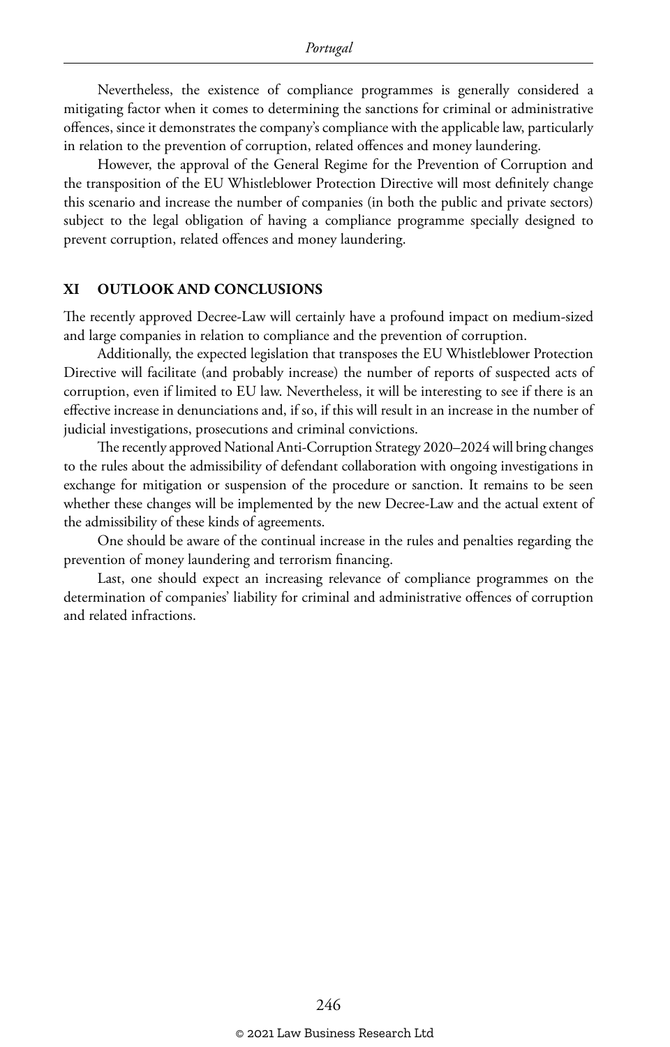Nevertheless, the existence of compliance programmes is generally considered a mitigating factor when it comes to determining the sanctions for criminal or administrative offences, since it demonstrates the company's compliance with the applicable law, particularly in relation to the prevention of corruption, related offences and money laundering.

However, the approval of the General Regime for the Prevention of Corruption and the transposition of the EU Whistleblower Protection Directive will most definitely change this scenario and increase the number of companies (in both the public and private sectors) subject to the legal obligation of having a compliance programme specially designed to prevent corruption, related offences and money laundering.

## XI OUTLOOK AND CONCLUSIONS

The recently approved Decree-Law will certainly have a profound impact on medium-sized and large companies in relation to compliance and the prevention of corruption.

Additionally, the expected legislation that transposes the EU Whistleblower Protection Directive will facilitate (and probably increase) the number of reports of suspected acts of corruption, even if limited to EU law. Nevertheless, it will be interesting to see if there is an effective increase in denunciations and, if so, if this will result in an increase in the number of judicial investigations, prosecutions and criminal convictions.

The recently approved National Anti-Corruption Strategy 2020–2024 will bring changes to the rules about the admissibility of defendant collaboration with ongoing investigations in exchange for mitigation or suspension of the procedure or sanction. It remains to be seen whether these changes will be implemented by the new Decree-Law and the actual extent of the admissibility of these kinds of agreements.

One should be aware of the continual increase in the rules and penalties regarding the prevention of money laundering and terrorism financing.

Last, one should expect an increasing relevance of compliance programmes on the determination of companies' liability for criminal and administrative offences of corruption and related infractions.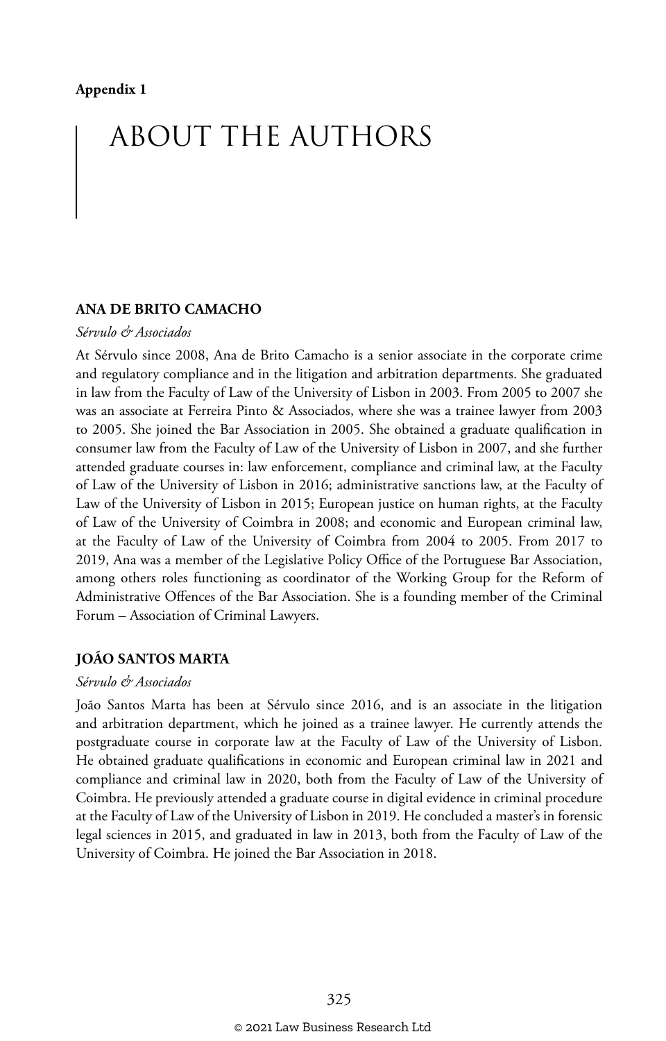**Appendix 1**

# ABOUT THE AUTHORS

## ANA DE BRITO CAMACHO

*Sérvulo & Associados*

At Sérvulo since 2008, Ana de Brito Camacho is a senior associate in the corporate crime and regulatory compliance and in the litigation and arbitration departments. She graduated in law from the Faculty of Law of the University of Lisbon in 2003. From 2005 to 2007 she was an associate at Ferreira Pinto & Associados, where she was a trainee lawyer from 2003 to 2005. She joined the Bar Association in 2005. She obtained a graduate qualification in consumer law from the Faculty of Law of the University of Lisbon in 2007, and she further attended graduate courses in: law enforcement, compliance and criminal law, at the Faculty of Law of the University of Lisbon in 2016; administrative sanctions law, at the Faculty of Law of the University of Lisbon in 2015; European justice on human rights, at the Faculty of Law of the University of Coimbra in 2008; and economic and European criminal law, at the Faculty of Law of the University of Coimbra from 2004 to 2005. From 2017 to 2019, Ana was a member of the Legislative Policy Office of the Portuguese Bar Association, among others roles functioning as coordinator of the Working Group for the Reform of Administrative Offences of the Bar Association. She is a founding member of the Criminal Forum – Association of Criminal Lawyers.

## JOÃO SANTOS MARTA

*Sérvulo & Associados*

João Santos Marta has been at Sérvulo since 2016, and is an associate in the litigation and arbitration department, which he joined as a trainee lawyer. He currently attends the postgraduate course in corporate law at the Faculty of Law of the University of Lisbon. He obtained graduate qualifications in economic and European criminal law in 2021 and compliance and criminal law in 2020, both from the Faculty of Law of the University of Coimbra. He previously attended a graduate course in digital evidence in criminal procedure at the Faculty of Law of the University of Lisbon in 2019. He concluded a master's in forensic legal sciences in 2015, and graduated in law in 2013, both from the Faculty of Law of the University of Coimbra. He joined the Bar Association in 2018.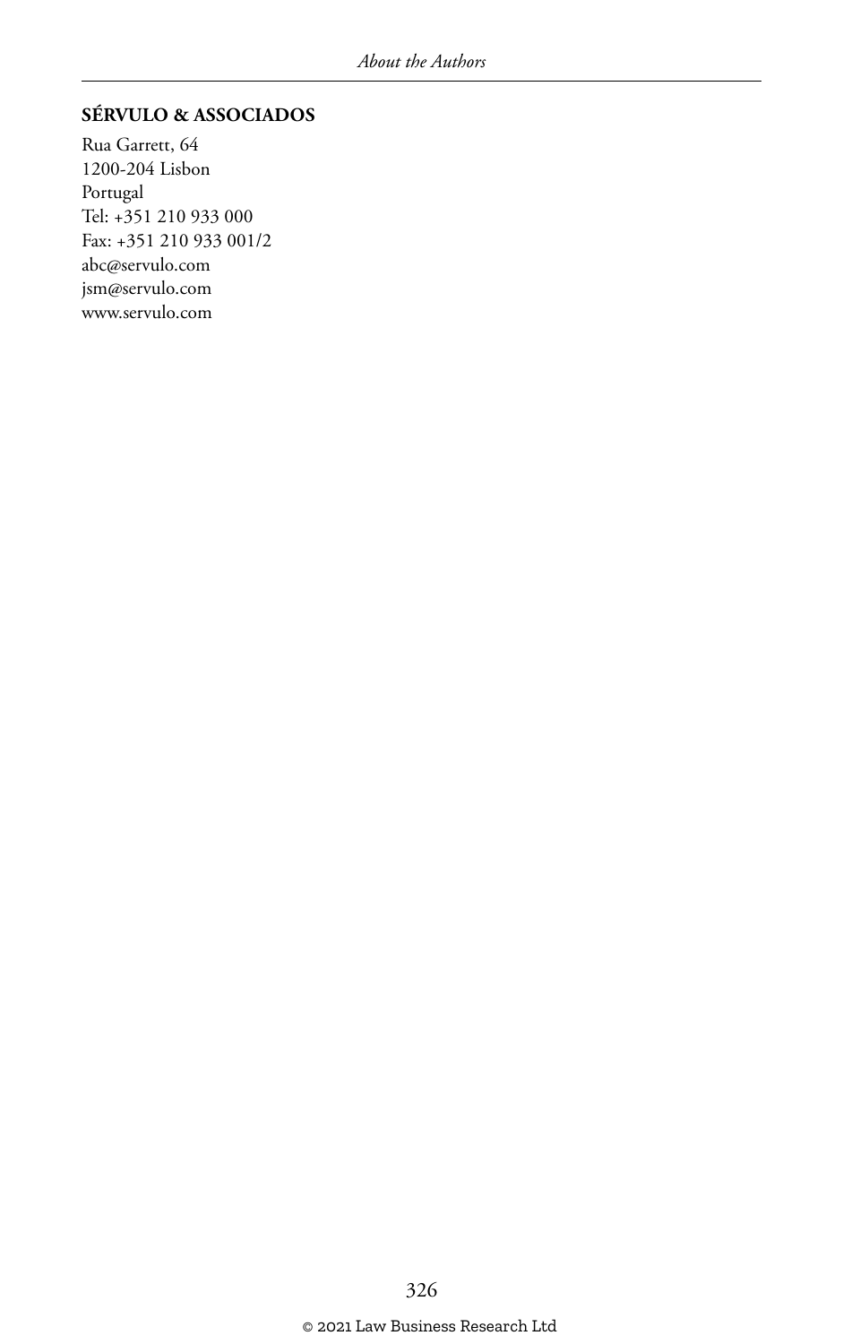**SÉRVULO & ASSOCIADOS**

Rua Garrett, 64
1200-204 Lisbon
Portugal
Tel: +351 210 933 000
Fax: +351 210 933 001/2
abc@servulo.com
jsm@servulo.com
www.servulo.com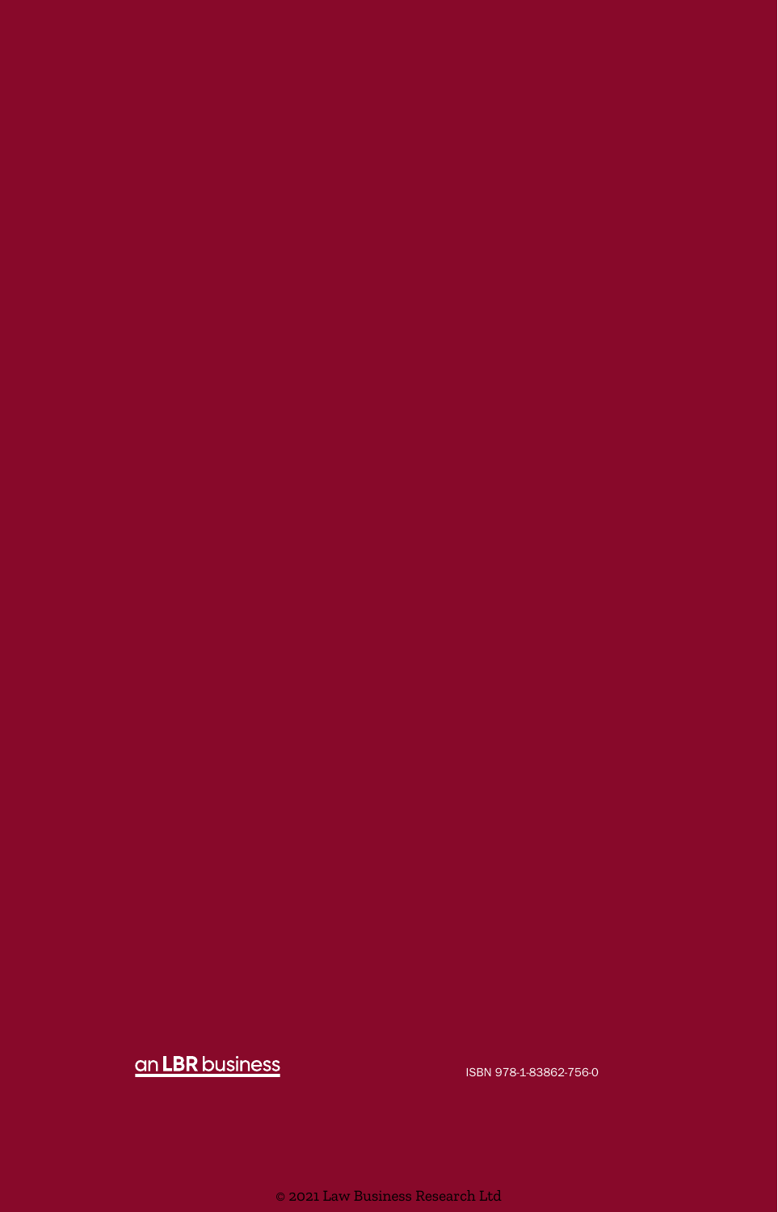an LBR business

ISBN 978-1-83862-756-0

© 2021 Law Business Research Ltd